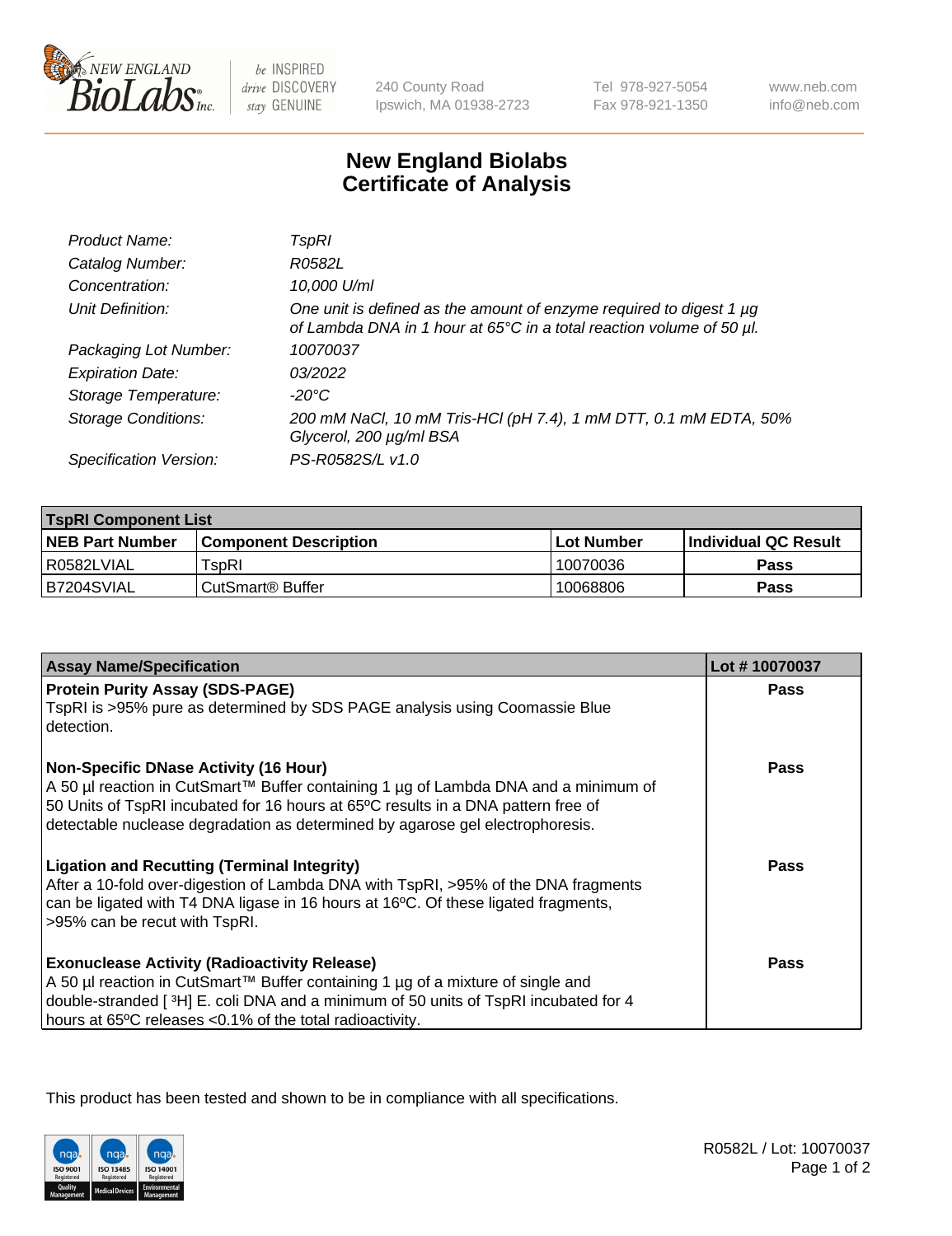New England BioLabs Inc. — be INSPIRED drive DISCOVERY stay GENUINE

240 County Road
Ipswich, MA 01938-2723

Tel 978-927-5054
Fax 978-921-1350

www.neb.com
info@neb.com

# New England Biolabs
# Certificate of Analysis

| | |
|---|---|
| *Product Name:* | *TspRI* |
| *Catalog Number:* | *R0582L* |
| *Concentration:* | *10,000 U/ml* |
| *Unit Definition:* | *One unit is defined as the amount of enzyme required to digest 1 µg of Lambda DNA in 1 hour at 65°C in a total reaction volume of 50 µl.* |
| *Packaging Lot Number:* | *10070037* |
| *Expiration Date:* | *03/2022* |
| *Storage Temperature:* | *-20°C* |
| *Storage Conditions:* | *200 mM NaCl, 10 mM Tris-HCl (pH 7.4), 1 mM DTT, 0.1 mM EDTA, 50% Glycerol, 200 µg/ml BSA* |
| *Specification Version:* | *PS-R0582S/L v1.0* |

| **TspRI Component List** | | | |
|---|---|---|---|
| **NEB Part Number** | **Component Description** | **Lot Number** | **Individual QC Result** |
| R0582LVIAL | TspRI | 10070036 | **Pass** |
| B7204SVIAL | CutSmart® Buffer | 10068806 | **Pass** |

| **Assay Name/Specification** | **Lot # 10070037** |
|---|---|
| **Protein Purity Assay (SDS-PAGE)**<br>TspRI is >95% pure as determined by SDS PAGE analysis using Coomassie Blue detection. | **Pass** |
| **Non-Specific DNase Activity (16 Hour)**<br>A 50 µl reaction in CutSmart™ Buffer containing 1 µg of Lambda DNA and a minimum of 50 Units of TspRI incubated for 16 hours at 65ºC results in a DNA pattern free of detectable nuclease degradation as determined by agarose gel electrophoresis. | **Pass** |
| **Ligation and Recutting (Terminal Integrity)**<br>After a 10-fold over-digestion of Lambda DNA with TspRI, >95% of the DNA fragments can be ligated with T4 DNA ligase in 16 hours at 16ºC. Of these ligated fragments, >95% can be recut with TspRI. | **Pass** |
| **Exonuclease Activity (Radioactivity Release)**<br>A 50 µl reaction in CutSmart™ Buffer containing 1 µg of a mixture of single and double-stranded [ $^3$H] E. coli DNA and a minimum of 50 units of TspRI incubated for 4 hours at 65ºC releases <0.1% of the total radioactivity. | **Pass** |

This product has been tested and shown to be in compliance with all specifications.

R0582L / Lot: 10070037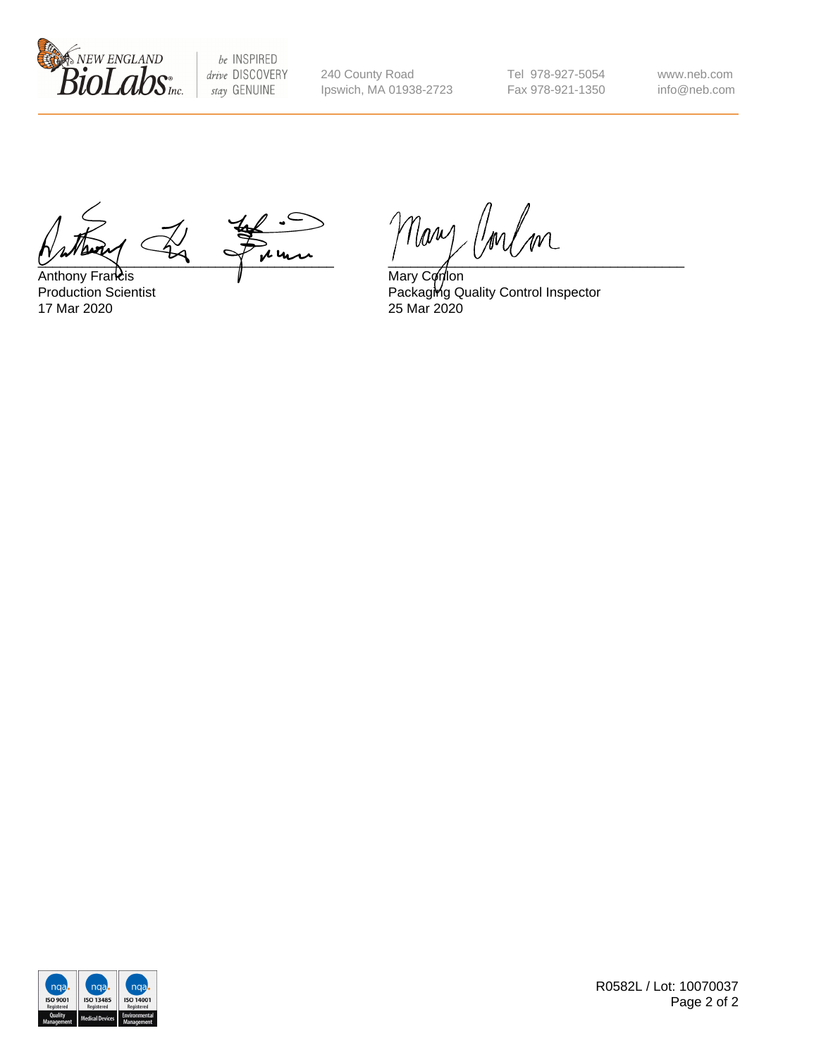Anthony Francis
Production Scientist
17 Mar 2020

Mary Conlon
Packaging Quality Control Inspector
25 Mar 2020

R0582L / Lot: 10070037